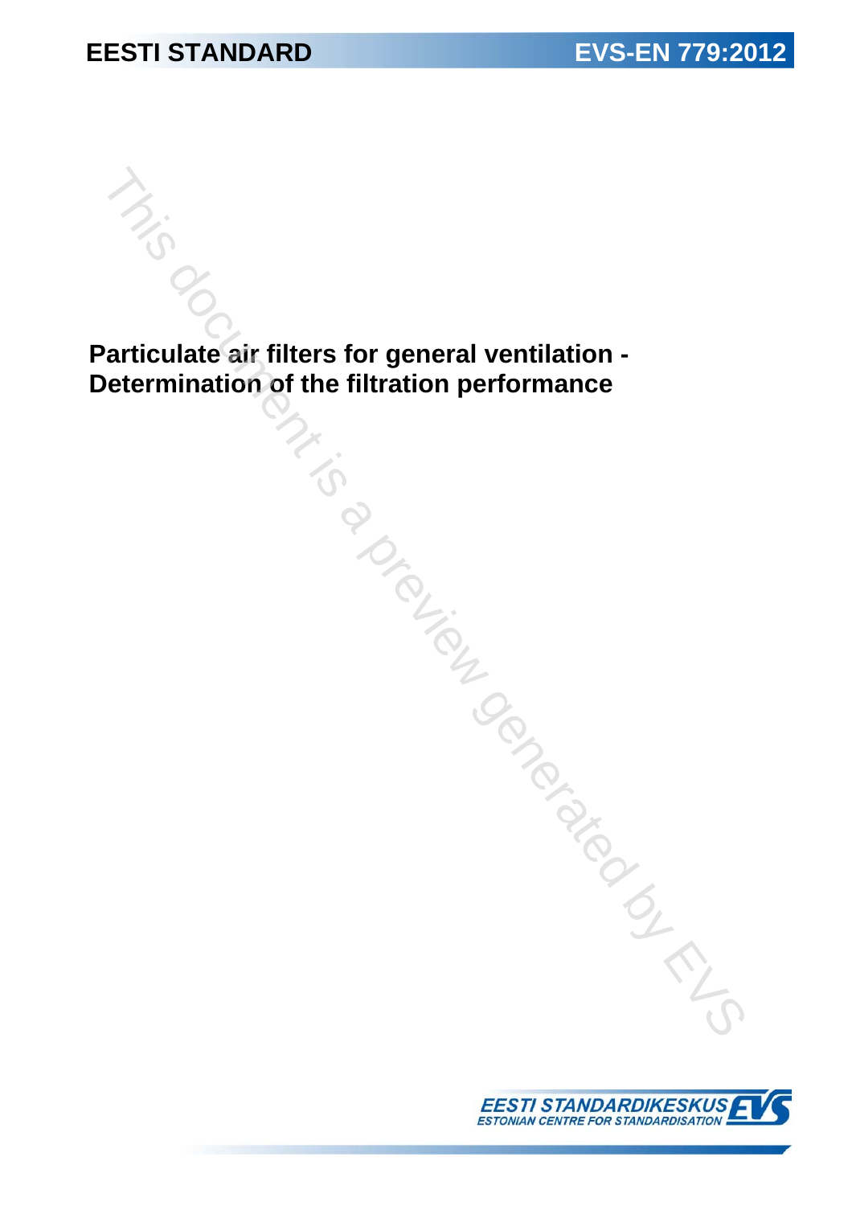**EESTI STANDARD** **EVS-EN 779:2012**

# Particulate air filters for general ventilation - Determination of the filtration performance

EESTI STANDARDIKESKUS
ESTONIAN CENTRE FOR STANDARDISATION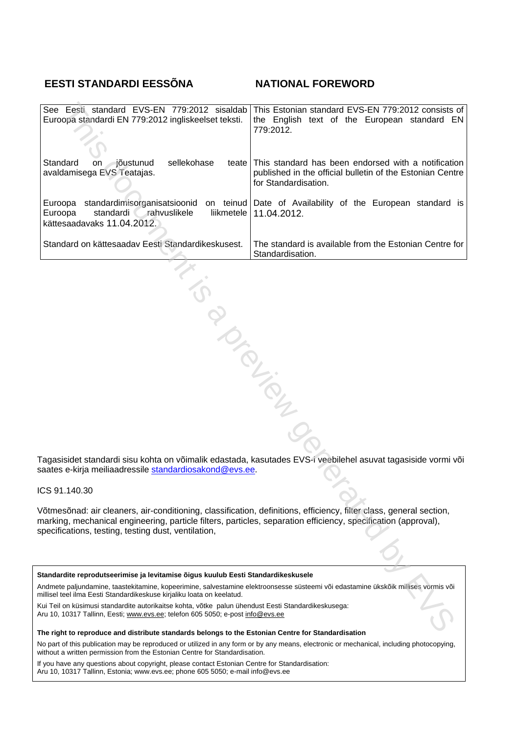| EESTI STANDARDI EESSÕNA | NATIONAL FOREWORD |
|---|---|
| See Eesti standard EVS-EN 779:2012 sisaldab Euroopa standardi EN 779:2012 ingliskeelset teksti. | This Estonian standard EVS-EN 779:2012 consists of the English text of the European standard EN 779:2012. |
| Standard on jõustunud sellekohase teate avaldamisega EVS Teatajas. | This standard has been endorsed with a notification published in the official bulletin of the Estonian Centre for Standardisation. |
| Euroopa standardimisorganisatsioonid on teinud Euroopa standardi rahvuslikele liikmetele kättesaadavaks 11.04.2012. | Date of Availability of the European standard is 11.04.2012. |
| Standard on kättesaadav Eesti Standardikeskusest. | The standard is available from the Estonian Centre for Standardisation. |

Tagasisidet standardi sisu kohta on võimalik edastada, kasutades EVS-i veebilehel asuvat tagasiside vormi või saates e-kirja meiliaadressile standardiosakond@evs.ee.

ICS 91.140.30

Võtmesõnad: air cleaners, air-conditioning, classification, definitions, efficiency, filter class, general section, marking, mechanical engineering, particle filters, particles, separation efficiency, specification (approval), specifications, testing, testing dust, ventilation,

**Standardite reprodutseerimise ja levitamise õigus kuulub Eesti Standardikeskusele**

Andmete paljundamine, taastekitamine, kopeerimine, salvestamine elektroonsesse süsteemi või edastamine ükskõik millises vormis või millisel teel ilma Eesti Standardikeskuse kirjaliku loata on keelatud.

Kui Teil on küsimusi standardite autorikaitse kohta, võtke palun ühendust Eesti Standardikeskusega:
Aru 10, 10317 Tallinn, Eesti; www.evs.ee; telefon 605 5050; e-post info@evs.ee

**The right to reproduce and distribute standards belongs to the Estonian Centre for Standardisation**

No part of this publication may be reproduced or utilized in any form or by any means, electronic or mechanical, including photocopying, without a written permission from the Estonian Centre for Standardisation.

If you have any questions about copyright, please contact Estonian Centre for Standardisation:
Aru 10, 10317 Tallinn, Estonia; www.evs.ee; phone 605 5050; e-mail info@evs.ee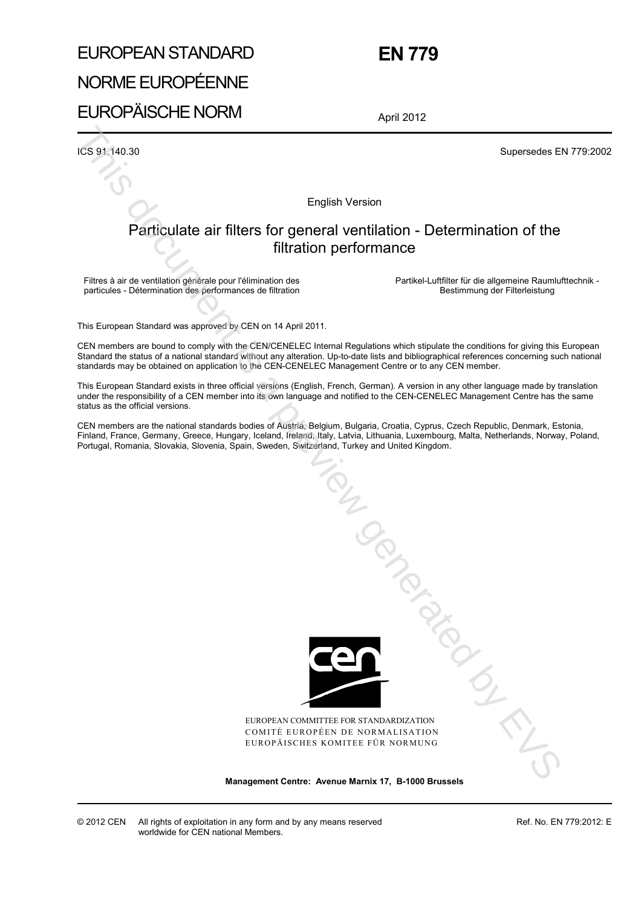# EUROPEAN STANDARD
# NORME EUROPÉENNE
# EUROPÄISCHE NORM

# EN 779

April 2012

ICS 91.140.30

Supersedes EN 779:2002

English Version

## Particulate air filters for general ventilation - Determination of the filtration performance

Filtres à air de ventilation générale pour l'élimination des particules - Détermination des performances de filtration

Partikel-Luftfilter für die allgemeine Raumlufttechnik - Bestimmung der Filterleistung

This European Standard was approved by CEN on 14 April 2011.

CEN members are bound to comply with the CEN/CENELEC Internal Regulations which stipulate the conditions for giving this European Standard the status of a national standard without any alteration. Up-to-date lists and bibliographical references concerning such national standards may be obtained on application to the CEN-CENELEC Management Centre or to any CEN member.

This European Standard exists in three official versions (English, French, German). A version in any other language made by translation under the responsibility of a CEN member into its own language and notified to the CEN-CENELEC Management Centre has the same status as the official versions.

CEN members are the national standards bodies of Austria, Belgium, Bulgaria, Croatia, Cyprus, Czech Republic, Denmark, Estonia, Finland, France, Germany, Greece, Hungary, Iceland, Ireland, Italy, Latvia, Lithuania, Luxembourg, Malta, Netherlands, Norway, Poland, Portugal, Romania, Slovakia, Slovenia, Spain, Sweden, Switzerland, Turkey and United Kingdom.

EUROPEAN COMMITTEE FOR STANDARDIZATION
COMITÉ EUROPÉEN DE NORMALISATION
EUROPÄISCHES KOMITEE FÜR NORMUNG

**Management Centre: Avenue Marnix 17, B-1000 Brussels**

© 2012 CEN All rights of exploitation in any form and by any means reserved worldwide for CEN national Members.

Ref. No. EN 779:2012: E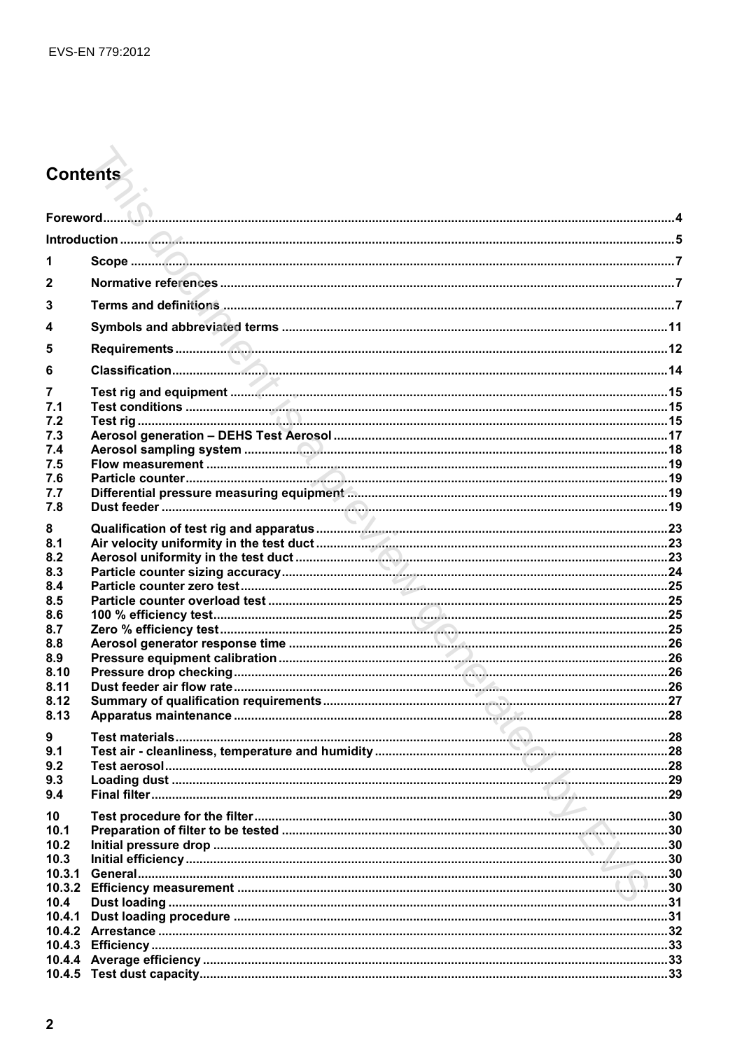# Contents

| | | |
|---|---|---|
| Foreword | | 4 |
| Introduction | | 5 |
| 1 | Scope | 7 |
| 2 | Normative references | 7 |
| 3 | Terms and definitions | 7 |
| 4 | Symbols and abbreviated terms | 11 |
| 5 | Requirements | 12 |
| 6 | Classification | 14 |
| 7 | Test rig and equipment | 15 |
| 7.1 | Test conditions | 15 |
| 7.2 | Test rig | 15 |
| 7.3 | Aerosol generation – DEHS Test Aerosol | 17 |
| 7.4 | Aerosol sampling system | 18 |
| 7.5 | Flow measurement | 19 |
| 7.6 | Particle counter | 19 |
| 7.7 | Differential pressure measuring equipment | 19 |
| 7.8 | Dust feeder | 19 |
| 8 | Qualification of test rig and apparatus | 23 |
| 8.1 | Air velocity uniformity in the test duct | 23 |
| 8.2 | Aerosol uniformity in the test duct | 23 |
| 8.3 | Particle counter sizing accuracy | 24 |
| 8.4 | Particle counter zero test | 25 |
| 8.5 | Particle counter overload test | 25 |
| 8.6 | 100 % efficiency test | 25 |
| 8.7 | Zero % efficiency test | 25 |
| 8.8 | Aerosol generator response time | 26 |
| 8.9 | Pressure equipment calibration | 26 |
| 8.10 | Pressure drop checking | 26 |
| 8.11 | Dust feeder air flow rate | 26 |
| 8.12 | Summary of qualification requirements | 27 |
| 8.13 | Apparatus maintenance | 28 |
| 9 | Test materials | 28 |
| 9.1 | Test air - cleanliness, temperature and humidity | 28 |
| 9.2 | Test aerosol | 28 |
| 9.3 | Loading dust | 29 |
| 9.4 | Final filter | 29 |
| 10 | Test procedure for the filter | 30 |
| 10.1 | Preparation of filter to be tested | 30 |
| 10.2 | Initial pressure drop | 30 |
| 10.3 | Initial efficiency | 30 |
| 10.3.1 | General | 30 |
| 10.3.2 | Efficiency measurement | 30 |
| 10.4 | Dust loading | 31 |
| 10.4.1 | Dust loading procedure | 31 |
| 10.4.2 | Arrestance | 32 |
| 10.4.3 | Efficiency | 33 |
| 10.4.4 | Average efficiency | 33 |
| 10.4.5 | Test dust capacity | 33 |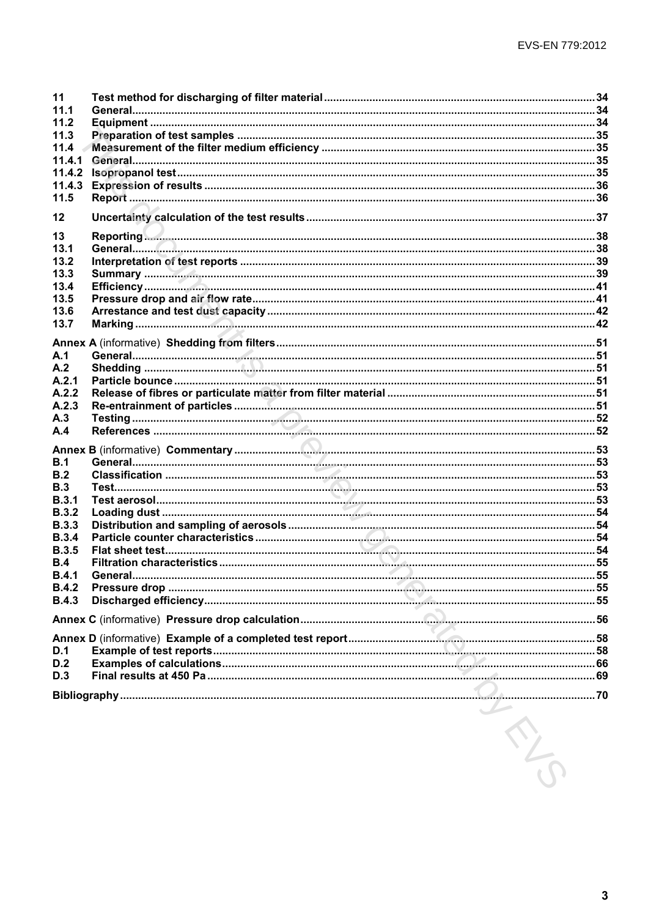| | | |
|---|---|---|
| **11** | **Test method for discharging of filter material** | **34** |
| **11.1** | **General** | **34** |
| **11.2** | **Equipment** | **34** |
| **11.3** | **Preparation of test samples** | **35** |
| **11.4** | **Measurement of the filter medium efficiency** | **35** |
| **11.4.1** | **General** | **35** |
| **11.4.2** | **Isopropanol test** | **35** |
| **11.4.3** | **Expression of results** | **36** |
| **11.5** | **Report** | **36** |
| **12** | **Uncertainty calculation of the test results** | **37** |
| **13** | **Reporting** | **38** |
| **13.1** | **General** | **38** |
| **13.2** | **Interpretation of test reports** | **39** |
| **13.3** | **Summary** | **39** |
| **13.4** | **Efficiency** | **41** |
| **13.5** | **Pressure drop and air flow rate** | **41** |
| **13.6** | **Arrestance and test dust capacity** | **42** |
| **13.7** | **Marking** | **42** |
| **Annex A** (informative) **Shedding from filters** | | **51** |
| **A.1** | **General** | **51** |
| **A.2** | **Shedding** | **51** |
| **A.2.1** | **Particle bounce** | **51** |
| **A.2.2** | **Release of fibres or particulate matter from filter material** | **51** |
| **A.2.3** | **Re-entrainment of particles** | **51** |
| **A.3** | **Testing** | **52** |
| **A.4** | **References** | **52** |
| **Annex B** (informative) **Commentary** | | **53** |
| **B.1** | **General** | **53** |
| **B.2** | **Classification** | **53** |
| **B.3** | **Test** | **53** |
| **B.3.1** | **Test aerosol** | **53** |
| **B.3.2** | **Loading dust** | **54** |
| **B.3.3** | **Distribution and sampling of aerosols** | **54** |
| **B.3.4** | **Particle counter characteristics** | **54** |
| **B.3.5** | **Flat sheet test** | **54** |
| **B.4** | **Filtration characteristics** | **55** |
| **B.4.1** | **General** | **55** |
| **B.4.2** | **Pressure drop** | **55** |
| **B.4.3** | **Discharged efficiency** | **55** |
| **Annex C** (informative) **Pressure drop calculation** | | **56** |
| **Annex D** (informative) **Example of a completed test report** | | **58** |
| **D.1** | **Example of test reports** | **58** |
| **D.2** | **Examples of calculations** | **66** |
| **D.3** | **Final results at 450 Pa** | **69** |
| **Bibliography** | | **70** |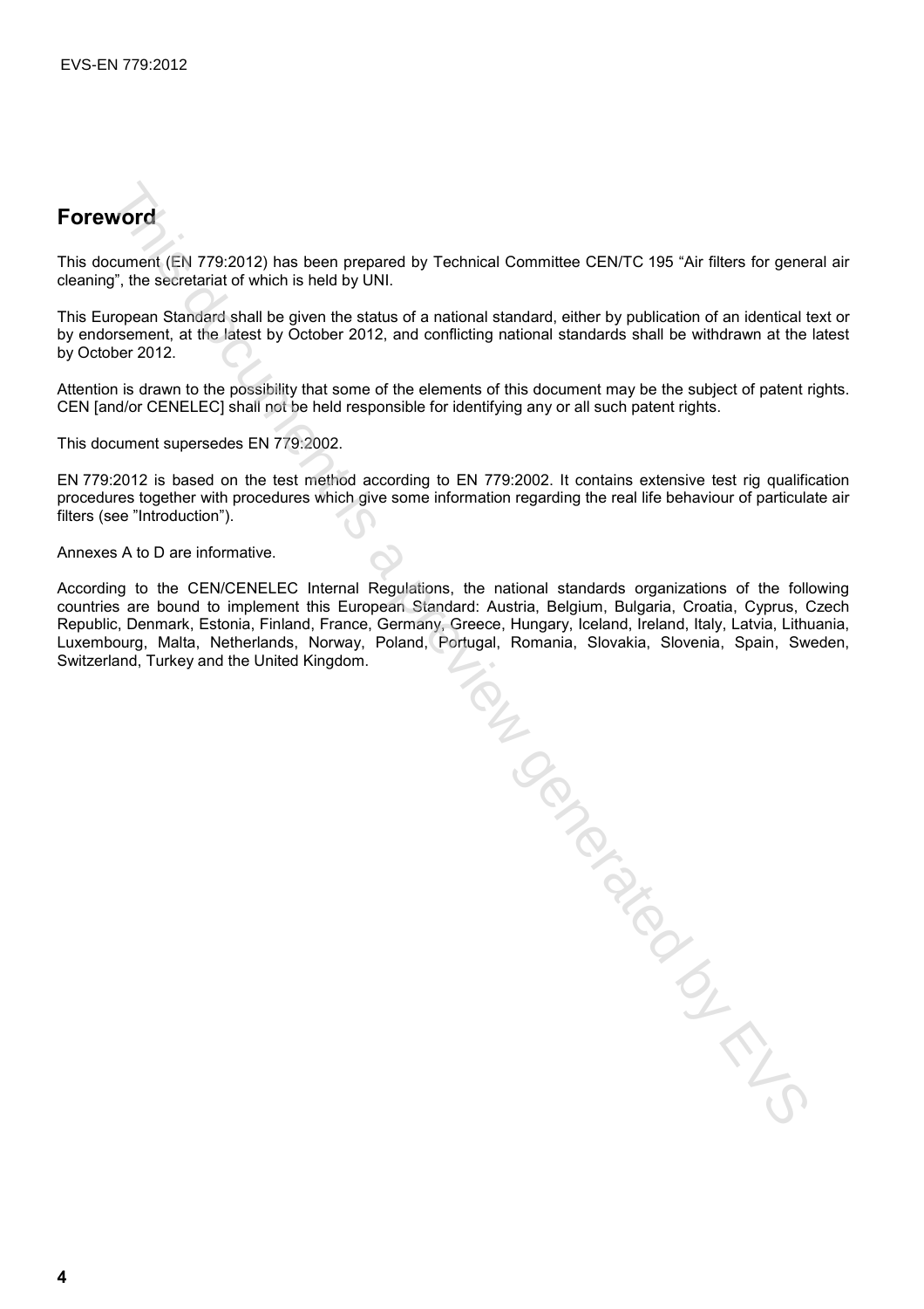## Foreword

This document (EN 779:2012) has been prepared by Technical Committee CEN/TC 195 "Air filters for general air cleaning", the secretariat of which is held by UNI.

This European Standard shall be given the status of a national standard, either by publication of an identical text or by endorsement, at the latest by October 2012, and conflicting national standards shall be withdrawn at the latest by October 2012.

Attention is drawn to the possibility that some of the elements of this document may be the subject of patent rights. CEN [and/or CENELEC] shall not be held responsible for identifying any or all such patent rights.

This document supersedes EN 779:2002.

EN 779:2012 is based on the test method according to EN 779:2002. It contains extensive test rig qualification procedures together with procedures which give some information regarding the real life behaviour of particulate air filters (see "Introduction").

Annexes A to D are informative.

According to the CEN/CENELEC Internal Regulations, the national standards organizations of the following countries are bound to implement this European Standard: Austria, Belgium, Bulgaria, Croatia, Cyprus, Czech Republic, Denmark, Estonia, Finland, France, Germany, Greece, Hungary, Iceland, Ireland, Italy, Latvia, Lithuania, Luxembourg, Malta, Netherlands, Norway, Poland, Portugal, Romania, Slovakia, Slovenia, Spain, Sweden, Switzerland, Turkey and the United Kingdom.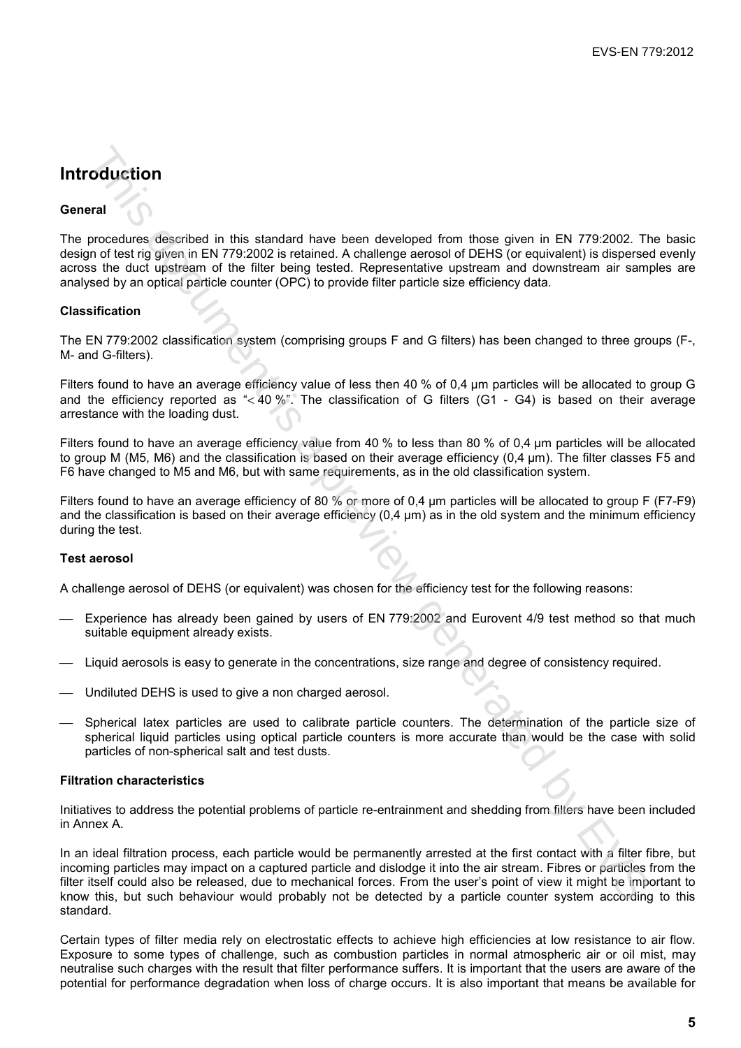# Introduction

### General

The procedures described in this standard have been developed from those given in EN 779:2002. The basic design of test rig given in EN 779:2002 is retained. A challenge aerosol of DEHS (or equivalent) is dispersed evenly across the duct upstream of the filter being tested. Representative upstream and downstream air samples are analysed by an optical particle counter (OPC) to provide filter particle size efficiency data.

### Classification

The EN 779:2002 classification system (comprising groups F and G filters) has been changed to three groups (F-, M- and G-filters).

Filters found to have an average efficiency value of less then 40 % of 0,4 µm particles will be allocated to group G and the efficiency reported as "< 40 %". The classification of G filters (G1 - G4) is based on their average arrestance with the loading dust.

Filters found to have an average efficiency value from 40 % to less than 80 % of 0,4 µm particles will be allocated to group M (M5, M6) and the classification is based on their average efficiency (0,4 µm). The filter classes F5 and F6 have changed to M5 and M6, but with same requirements, as in the old classification system.

Filters found to have an average efficiency of 80 % or more of 0,4 µm particles will be allocated to group F (F7-F9) and the classification is based on their average efficiency (0,4 µm) as in the old system and the minimum efficiency during the test.

### Test aerosol

A challenge aerosol of DEHS (or equivalent) was chosen for the efficiency test for the following reasons:

- Experience has already been gained by users of EN 779:2002 and Eurovent 4/9 test method so that much suitable equipment already exists.
- Liquid aerosols is easy to generate in the concentrations, size range and degree of consistency required.
- Undiluted DEHS is used to give a non charged aerosol.
- Spherical latex particles are used to calibrate particle counters. The determination of the particle size of spherical liquid particles using optical particle counters is more accurate than would be the case with solid particles of non-spherical salt and test dusts.

### Filtration characteristics

Initiatives to address the potential problems of particle re-entrainment and shedding from filters have been included in Annex A.

In an ideal filtration process, each particle would be permanently arrested at the first contact with a filter fibre, but incoming particles may impact on a captured particle and dislodge it into the air stream. Fibres or particles from the filter itself could also be released, due to mechanical forces. From the user's point of view it might be important to know this, but such behaviour would probably not be detected by a particle counter system according to this standard.

Certain types of filter media rely on electrostatic effects to achieve high efficiencies at low resistance to air flow. Exposure to some types of challenge, such as combustion particles in normal atmospheric air or oil mist, may neutralise such charges with the result that filter performance suffers. It is important that the users are aware of the potential for performance degradation when loss of charge occurs. It is also important that means be available for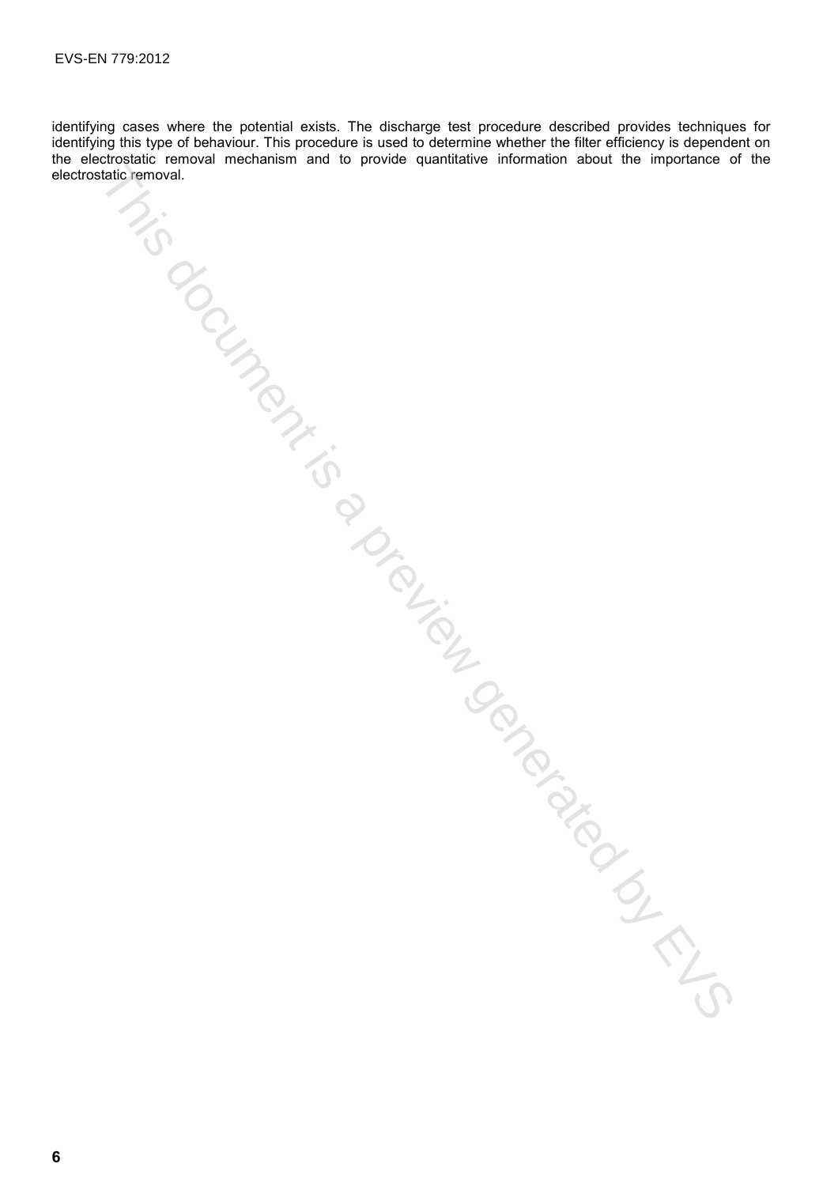identifying cases where the potential exists. The discharge test procedure described provides techniques for identifying this type of behaviour. This procedure is used to determine whether the filter efficiency is dependent on the electrostatic removal mechanism and to provide quantitative information about the importance of the electrostatic removal.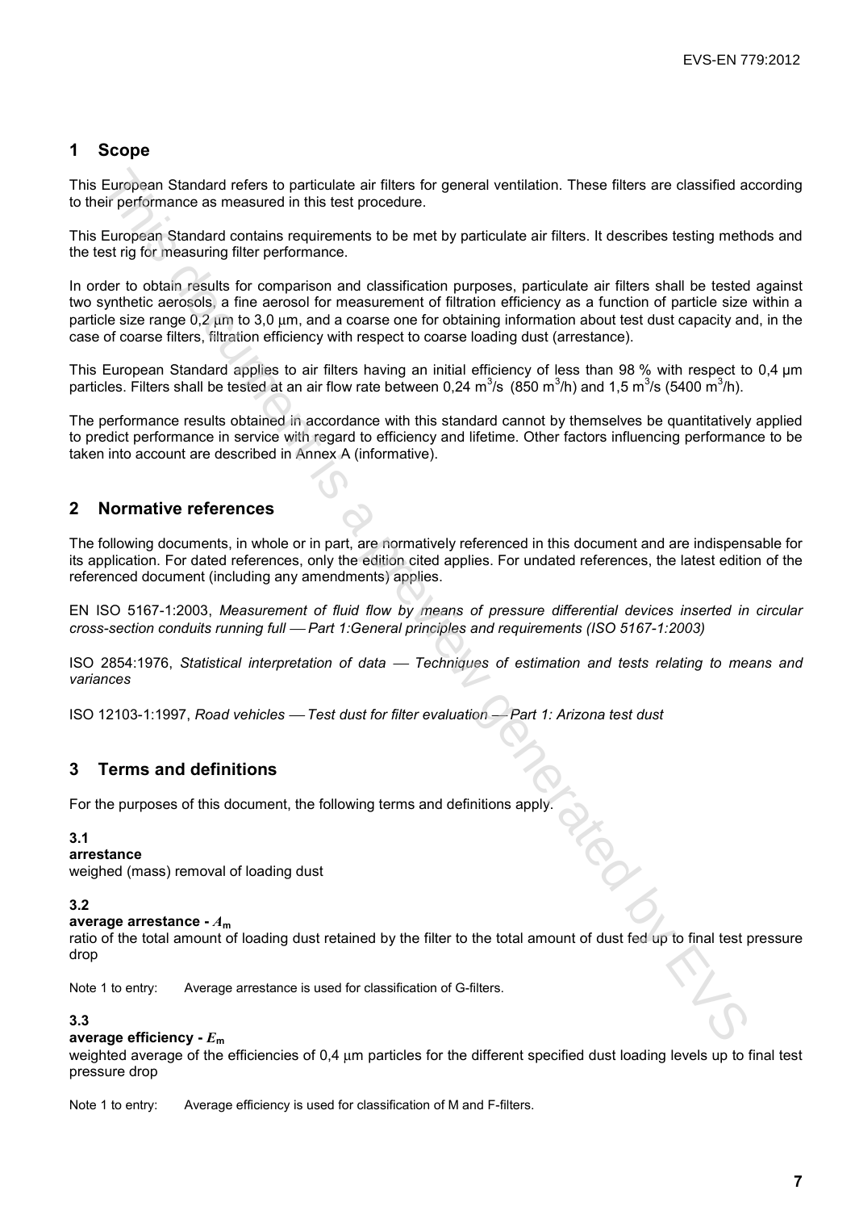## 1 Scope

This European Standard refers to particulate air filters for general ventilation. These filters are classified according to their performance as measured in this test procedure.

This European Standard contains requirements to be met by particulate air filters. It describes testing methods and the test rig for measuring filter performance.

In order to obtain results for comparison and classification purposes, particulate air filters shall be tested against two synthetic aerosols, a fine aerosol for measurement of filtration efficiency as a function of particle size within a particle size range 0,2 µm to 3,0 µm, and a coarse one for obtaining information about test dust capacity and, in the case of coarse filters, filtration efficiency with respect to coarse loading dust (arrestance).

This European Standard applies to air filters having an initial efficiency of less than 98 % with respect to 0,4 µm particles. Filters shall be tested at an air flow rate between 0,24 $m^3$/s (850 $m^3$/h) and 1,5 $m^3$/s (5400 $m^3$/h).

The performance results obtained in accordance with this standard cannot by themselves be quantitatively applied to predict performance in service with regard to efficiency and lifetime. Other factors influencing performance to be taken into account are described in Annex A (informative).

## 2 Normative references

The following documents, in whole or in part, are normatively referenced in this document and are indispensable for its application. For dated references, only the edition cited applies. For undated references, the latest edition of the referenced document (including any amendments) applies.

EN ISO 5167-1:2003, *Measurement of fluid flow by means of pressure differential devices inserted in circular cross-section conduits running full — Part 1:General principles and requirements (ISO 5167-1:2003)*

ISO 2854:1976, *Statistical interpretation of data — Techniques of estimation and tests relating to means and variances*

ISO 12103-1:1997, *Road vehicles — Test dust for filter evaluation — Part 1: Arizona test dust*

## 3 Terms and definitions

For the purposes of this document, the following terms and definitions apply.

**3.1**
**arrestance**
weighed (mass) removal of loading dust

**3.2**
**average arrestance -** $A_m$
ratio of the total amount of loading dust retained by the filter to the total amount of dust fed up to final test pressure drop

Note 1 to entry: Average arrestance is used for classification of G-filters.

**3.3**
**average efficiency -** $E_m$
weighted average of the efficiencies of 0,4 µm particles for the different specified dust loading levels up to final test pressure drop

Note 1 to entry: Average efficiency is used for classification of M and F-filters.